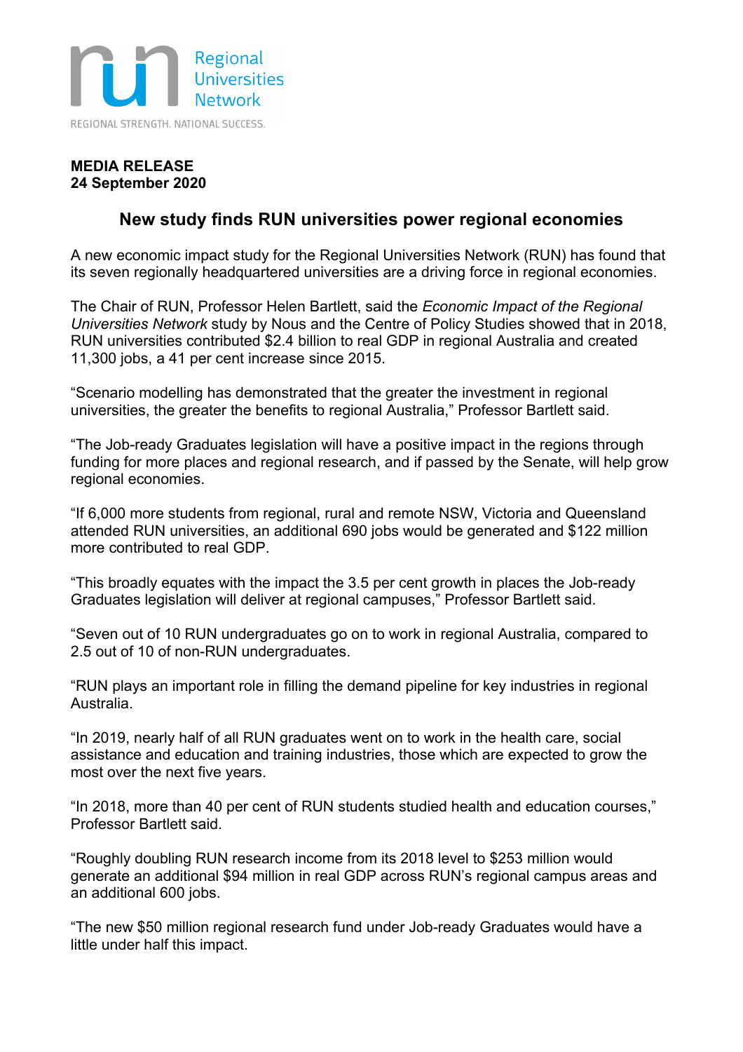Regional Universities Network

REGIONAL STRENGTH. NATIONAL SUCCESS.

**MEDIA RELEASE**
**24 September 2020**

# New study finds RUN universities power regional economies

A new economic impact study for the Regional Universities Network (RUN) has found that its seven regionally headquartered universities are a driving force in regional economies.

The Chair of RUN, Professor Helen Bartlett, said the *Economic Impact of the Regional Universities Network* study by Nous and the Centre of Policy Studies showed that in 2018, RUN universities contributed $2.4 billion to real GDP in regional Australia and created 11,300 jobs, a 41 per cent increase since 2015.

"Scenario modelling has demonstrated that the greater the investment in regional universities, the greater the benefits to regional Australia," Professor Bartlett said.

"The Job-ready Graduates legislation will have a positive impact in the regions through funding for more places and regional research, and if passed by the Senate, will help grow regional economies.

"If 6,000 more students from regional, rural and remote NSW, Victoria and Queensland attended RUN universities, an additional 690 jobs would be generated and $122 million more contributed to real GDP.

"This broadly equates with the impact the 3.5 per cent growth in places the Job-ready Graduates legislation will deliver at regional campuses," Professor Bartlett said.

"Seven out of 10 RUN undergraduates go on to work in regional Australia, compared to 2.5 out of 10 of non-RUN undergraduates.

"RUN plays an important role in filling the demand pipeline for key industries in regional Australia.

"In 2019, nearly half of all RUN graduates went on to work in the health care, social assistance and education and training industries, those which are expected to grow the most over the next five years.

"In 2018, more than 40 per cent of RUN students studied health and education courses," Professor Bartlett said.

"Roughly doubling RUN research income from its 2018 level to $253 million would generate an additional $94 million in real GDP across RUN's regional campus areas and an additional 600 jobs.

"The new $50 million regional research fund under Job-ready Graduates would have a little under half this impact.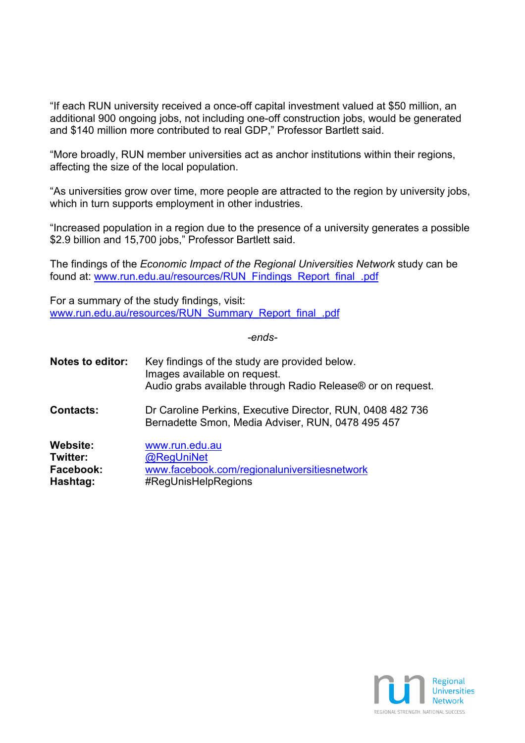"If each RUN university received a once-off capital investment valued at $50 million, an additional 900 ongoing jobs, not including one-off construction jobs, would be generated and $140 million more contributed to real GDP," Professor Bartlett said.

"More broadly, RUN member universities act as anchor institutions within their regions, affecting the size of the local population.

"As universities grow over time, more people are attracted to the region by university jobs, which in turn supports employment in other industries.

"Increased population in a region due to the presence of a university generates a possible $2.9 billion and 15,700 jobs," Professor Bartlett said.

The findings of the *Economic Impact of the Regional Universities Network* study can be found at: [www.run.edu.au/resources/RUN_Findings_Report_final_.pdf](www.run.edu.au/resources/RUN_Findings_Report_final_.pdf)

For a summary of the study findings, visit:
[www.run.edu.au/resources/RUN_Summary_Report_final_.pdf](www.run.edu.au/resources/RUN_Summary_Report_final_.pdf)

*-ends-*

**Notes to editor:** Key findings of the study are provided below.
Images available on request.
Audio grabs available through Radio Release® or on request.

**Contacts:** Dr Caroline Perkins, Executive Director, RUN, 0408 482 736
Bernadette Smon, Media Adviser, RUN, 0478 495 457

**Website:** [www.run.edu.au](www.run.edu.au)
**Twitter:** [@RegUniNet](@RegUniNet)
**Facebook:** [www.facebook.com/regionaluniversitiesnetwork](www.facebook.com/regionaluniversitiesnetwork)
**Hashtag:** #RegUnisHelpRegions

Regional Universities Network
REGIONAL STRENGTH. NATIONAL SUCCESS.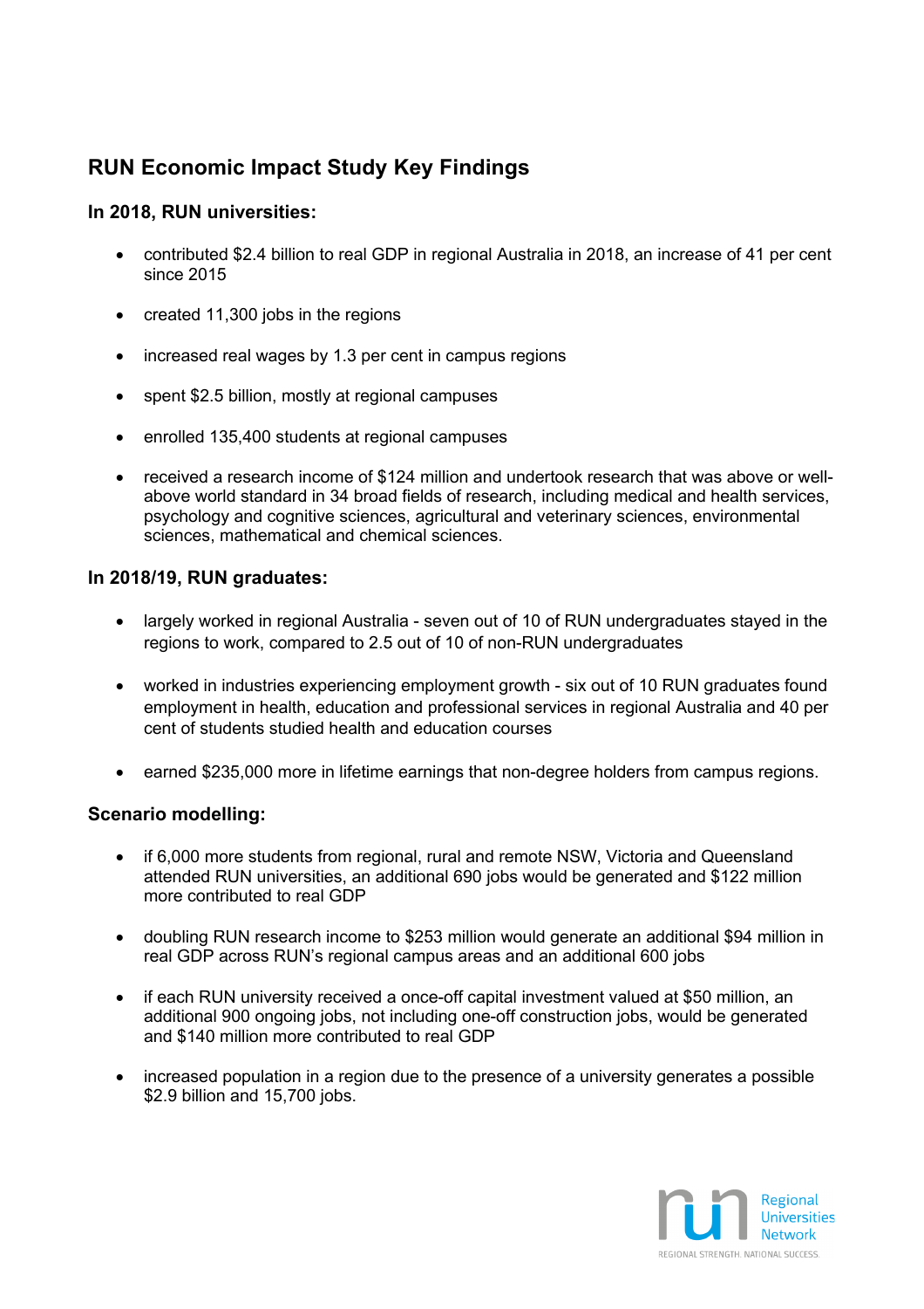## RUN Economic Impact Study Key Findings

### In 2018, RUN universities:

- contributed $2.4 billion to real GDP in regional Australia in 2018, an increase of 41 per cent since 2015
- created 11,300 jobs in the regions
- increased real wages by 1.3 per cent in campus regions
- spent $2.5 billion, mostly at regional campuses
- enrolled 135,400 students at regional campuses
- received a research income of $124 million and undertook research that was above or well-above world standard in 34 broad fields of research, including medical and health services, psychology and cognitive sciences, agricultural and veterinary sciences, environmental sciences, mathematical and chemical sciences.

### In 2018/19, RUN graduates:

- largely worked in regional Australia - seven out of 10 of RUN undergraduates stayed in the regions to work, compared to 2.5 out of 10 of non-RUN undergraduates
- worked in industries experiencing employment growth - six out of 10 RUN graduates found employment in health, education and professional services in regional Australia and 40 per cent of students studied health and education courses
- earned $235,000 more in lifetime earnings that non-degree holders from campus regions.

### Scenario modelling:

- if 6,000 more students from regional, rural and remote NSW, Victoria and Queensland attended RUN universities, an additional 690 jobs would be generated and $122 million more contributed to real GDP
- doubling RUN research income to $253 million would generate an additional $94 million in real GDP across RUN's regional campus areas and an additional 600 jobs
- if each RUN university received a once-off capital investment valued at $50 million, an additional 900 ongoing jobs, not including one-off construction jobs, would be generated and $140 million more contributed to real GDP
- increased population in a region due to the presence of a university generates a possible $2.9 billion and 15,700 jobs.

Regional Universities Network

REGIONAL STRENGTH. NATIONAL SUCCESS.